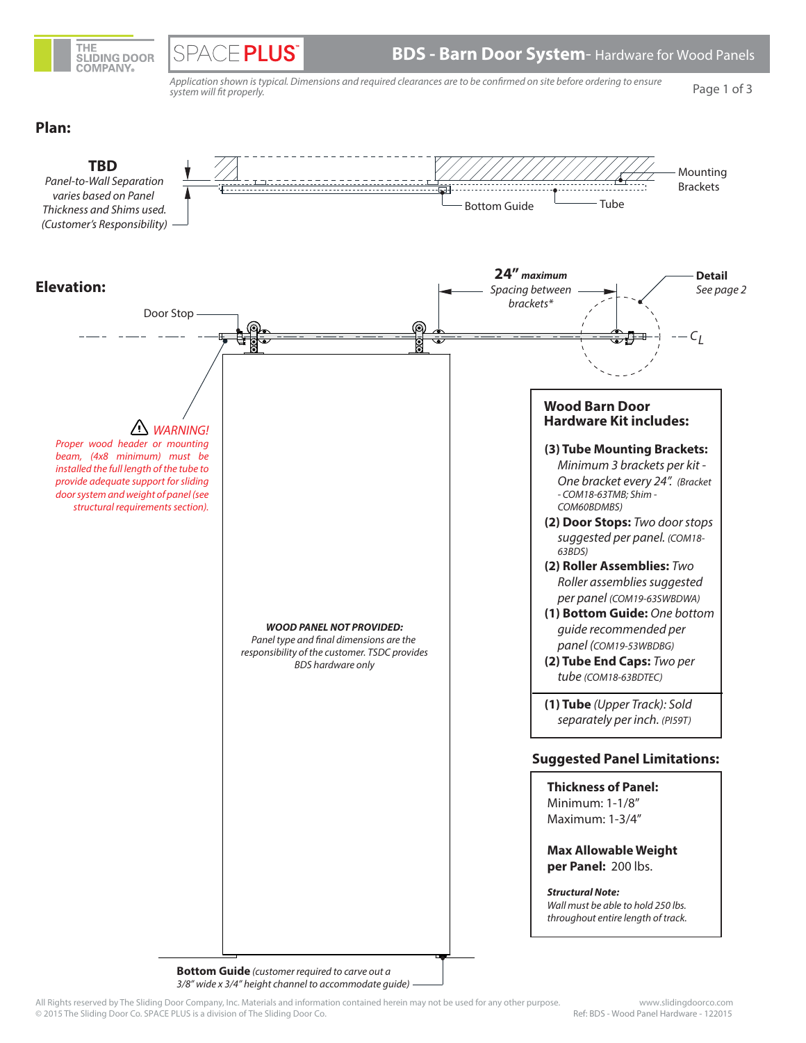THE SLIDING DOOR COMPANY. | SPACE PLUS

# BDS - Barn Door System - Hardware for Wood Panels

*Application shown is typical. Dimensions and required clearances are to be confirmed on site before ordering to ensure system will fit properly.*

## Plan:

**TBD**
*Panel-to-Wall Separation varies based on Panel Thickness and Shims used. (Customer's Responsibility)*

Mounting Brackets

Bottom Guide

Tube

## Elevation:

Door Stop

**24"** ***maximum***
*Spacing between brackets**

**Detail**
*See page 2*

$C_L$

⚠ *WARNING!*
*Proper wood header or mounting beam, (4x8 minimum) must be installed the full length of the tube to provide adequate support for sliding door system and weight of panel (see structural requirements section).*

***WOOD PANEL NOT PROVIDED:***
*Panel type and final dimensions are the responsibility of the customer. TSDC provides BDS hardware only*

**Bottom Guide** *(customer required to carve out a 3/8" wide x 3/4" height channel to accommodate guide)*

### Wood Barn Door Hardware Kit includes:

- **(3) Tube Mounting Brackets:** *Minimum 3 brackets per kit - One bracket every 24". (Bracket - COM18-63TMB; Shim - COM60BDMBS)*
- **(2) Door Stops:** *Two door stops suggested per panel. (COM18-63BDS)*
- **(2) Roller Assemblies:** *Two Roller assemblies suggested per panel (COM19-63SWBDWA)*
- **(1) Bottom Guide:** *One bottom guide recommended per panel (COM19-53WBDBG)*
- **(2) Tube End Caps:** *Two per tube (COM18-63BDTEC)*

- **(1) Tube** *(Upper Track): Sold separately per inch. (PI59T)*

### Suggested Panel Limitations:

**Thickness of Panel:**
Minimum: 1-1/8"
Maximum: 1-3/4"

**Max Allowable Weight per Panel:** 200 lbs.

***Structural Note:***
*Wall must be able to hold 250 lbs. throughout entire length of track.*

All Rights reserved by The Sliding Door Company, Inc. Materials and information contained herein may not be used for any other purpose.
© 2015 The Sliding Door Co. SPACE PLUS is a division of The Sliding Door Co.

www.slidingdoorco.com
Ref: BDS - Wood Panel Hardware - 122015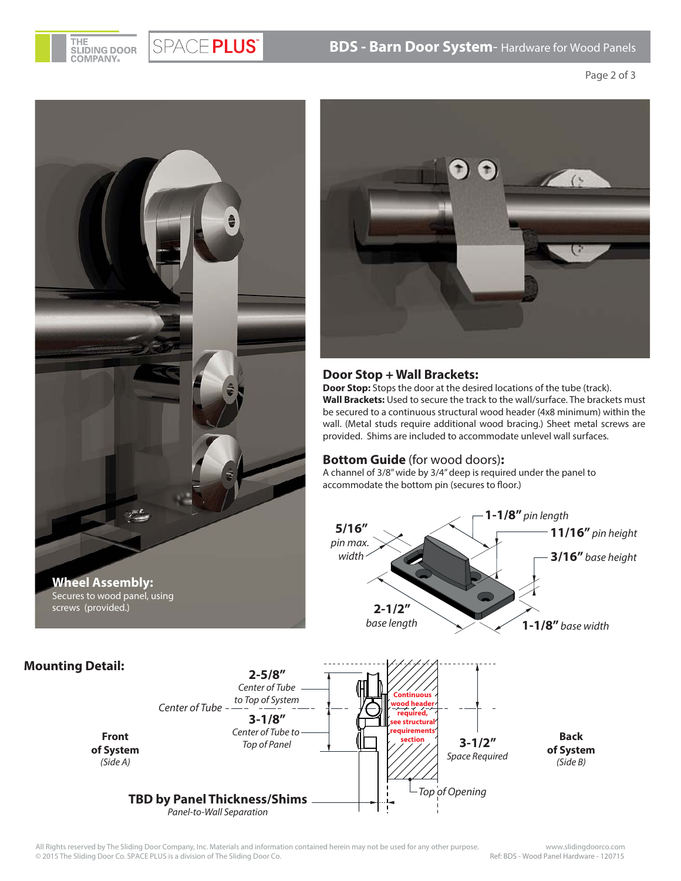**Wheel Assembly:**
Secures to wood panel, using screws (provided.)

## Door Stop + Wall Brackets:

**Door Stop:** Stops the door at the desired locations of the tube (track).
**Wall Brackets:** Used to secure the track to the wall/surface. The brackets must be secured to a continuous structural wood header (4x8 minimum) within the wall. (Metal studs require additional wood bracing.) Sheet metal screws are provided. Shims are included to accommodate unlevel wall surfaces.

## Bottom Guide (for wood doors):

A channel of 3/8" wide by 3/4" deep is required under the panel to accommodate the bottom pin (secures to floor.)

**5/16"** *pin max. width*

**1-1/8"** *pin length*

**11/16"** *pin height*

**3/16"** *base height*

**2-1/2"** *base length*

**1-1/8"** *base width*

## Mounting Detail:

**Front of System** *(Side A)*

*Center of Tube*

**2-5/8"** *Center of Tube to Top of System*

**3-1/8"** *Center of Tube to Top of Panel*

Continuous wood header required, see structural requirements section

**3-1/2"** *Space Required*

**Back of System** *(Side B)*

*Top of Opening*

**TBD by Panel Thickness/Shims** *Panel-to-Wall Separation*

All Rights reserved by The Sliding Door Company, Inc. Materials and information contained herein may not be used for any other purpose.
© 2015 The Sliding Door Co. SPACE PLUS is a division of The Sliding Door Co.

www.slidingdoorco.com
Ref: BDS - Wood Panel Hardware - 120715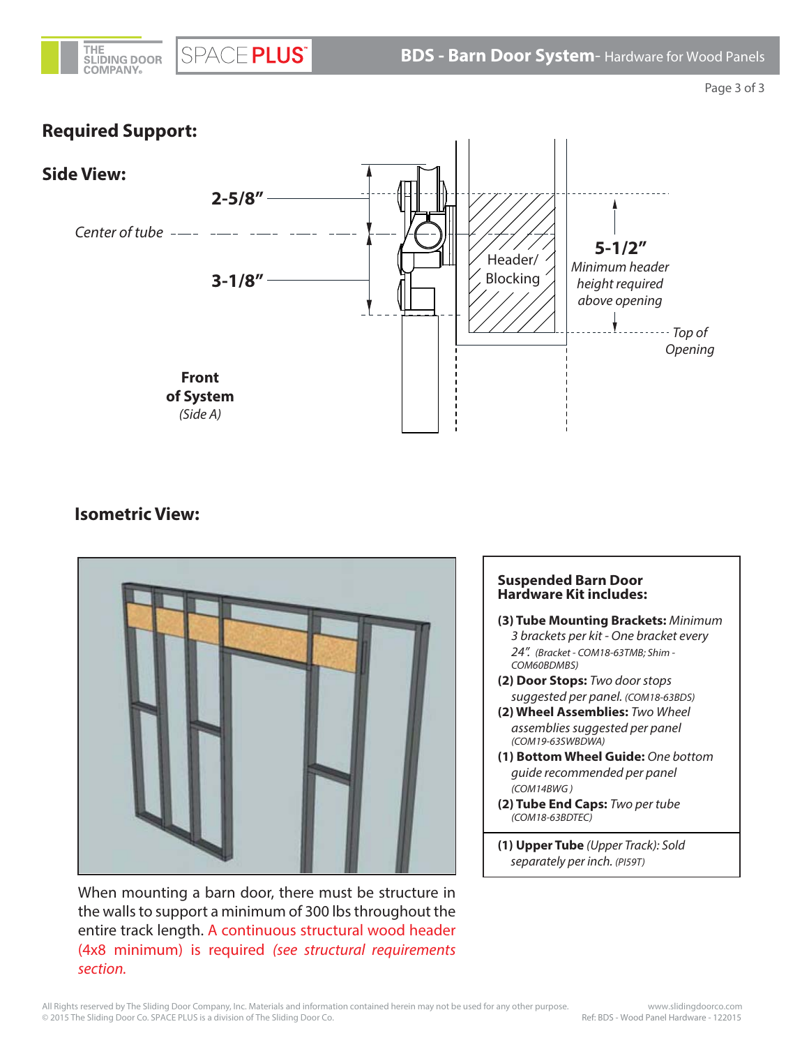## Required Support:

### Side View:

2-5/8"

Center of tube

3-1/8"

Header/ Blocking

5-1/2"
*Minimum header height required above opening*

*Top of Opening*

**Front of System**
*(Side A)*

### Isometric View:

When mounting a barn door, there must be structure in the walls to support a minimum of 300 lbs throughout the entire track length. A continuous structural wood header (4x8 minimum) is required *(see structural requirements section.*

**Suspended Barn Door Hardware Kit includes:**

- **(3) Tube Mounting Brackets:** *Minimum 3 brackets per kit - One bracket every 24". (Bracket - COM18-63TMB; Shim - COM60BDMBS)*
- **(2) Door Stops:** *Two door stops suggested per panel. (COM18-63BDS)*
- **(2) Wheel Assemblies:** *Two Wheel assemblies suggested per panel (COM19-63SWBDWA)*
- **(1) Bottom Wheel Guide:** *One bottom guide recommended per panel (COM14BWG )*
- **(2) Tube End Caps:** *Two per tube (COM18-63BDTEC)*

**(1) Upper Tube** *(Upper Track): Sold separately per inch. (PI59T)*